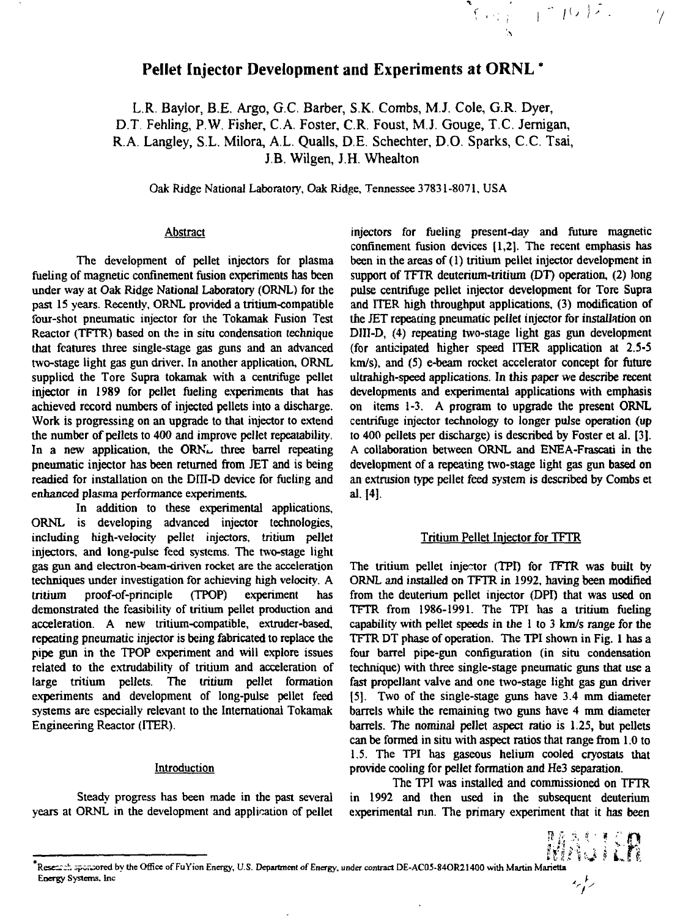# Pellet Injector Development and Experiments at ORNL *

L.R. Baylor, B.E. Argo, G.C. Barber, S.K. Combs, M.J. Cole, G.R. Dyer, D.T. Fehling, P.W. Fisher, C.A. Foster, C.R. Foust, M.J. Gouge, T.C. Jernigan, R.A. Langley, S.L. Milora, A.L. Qualls, D.E. Schechter, D.O. Sparks, C.C. Tsai, J.B. Wilgen, J.H. Whealton

Oak Ridge National Laboratory, Oak Ridge, Tennessee 37831-8071, USA

## Abstract

The development of pellet injectors for plasma fueling of magnetic confinement fusion experiments has been under way at Oak Ridge National Laboratory (ORNL) for the past 15 years. Recently, ORNL provided a tritium-compatible four-shot pneumatic injector for the Tokamak Fusion Test Reactor (TFTR) based on the in situ condensation technique that features three single-stage gas guns and an advanced two-stage light gas gun driver. In another application, ORNL supplied the Tore Supra tokamak with a centrifuge pellet injector in 1989 for pellet fueling experiments that has achieved record numbers of injected pellets into a discharge. Work is progressing on an upgrade to that injector to extend the number of pellets to 400 and improve pellet repeatability. In a new application, the ORNL three barrel repeating pneumatic injector has been returned from JET and is being readied for installation on the DIII-D device for fueling and enhanced plasma performance experiments.

In addition to these experimental applications, ORNL is developing advanced injector technologies, including high-velocity pellet injectors, tritium pellet injectors, and long-pulse feed systems. The two-stage light gas gun and electron-beam-driven rocket are the acceleration techniques under investigation for achieving high velocity. A tritium proof-of-principle (TPOP) experiment has demonstrated the feasibility of tritium pellet production and acceleration. A new tritium-compatible, extruder-based, repeating pneumatic injector is being fabricated to replace the pipe gun in the TPOP experiment and will explore issues related to the extrudability of tritium and acceleration of large tritium pellets. The tritium pellet formation experiments and development of long-pulse pellet feed systems are especially relevant to the International Tokamak Engineering Reactor (ITER).

## Introduction

Steady progress has been made in the past several years at ORNL in the development and application of pellet injectors for fueling present-day and future magnetic confinement fusion devices [1,2]. The recent emphasis has been in the areas of (1) tritium pellet injector development in support of TFTR deuterium-tritium (DT) operation, (2) long pulse centrifuge pellet injector development for Tore Supra and ITER high throughput applications, (3) modification of the JET repeating pneumatic pellet injector for installation on DIII-D, (4) repeating two-stage light gas gun development (for anticipated higher speed ITER application at 2.5-5 km/s), and (5) e-beam rocket accelerator concept for future ultrahigh-speed applications. In this paper we describe recent developments and experimental applications with emphasis on items 1-3. A program to upgrade the present ORNL centrifuge injector technology to longer pulse operation (up to 400 pellets per discharge) is described by Foster et al. [3]. A collaboration between ORNL and ENEA-Frascati in the development of a repeating two-stage light gas gun based on an extrusion type pellet feed system is described by Combs et al. [4].

## Tritium Pellet Injector for TFTR

The tritium pellet injector (TPI) for TFTR was built by ORNL and installed on TFTR in 1992, having been modified from the deuterium pellet injector (DPI) that was used on TFTR from 1986-1991. The TPI has a tritium fueling capability with pellet speeds in the 1 to 3 km/s range for the TFTR DT phase of operation. The TPI shown in Fig. 1 has a four barrel pipe-gun configuration (in situ condensation technique) with three single-stage pneumatic guns that use a fast propellant valve and one two-stage light gas gun driver [5]. Two of the single-stage guns have 3.4 mm diameter barrels while the remaining two guns have 4 mm diameter barrels. The nominal pellet aspect ratio is 1.25, but pellets can be formed in situ with aspect ratios that range from 1.0 to 1.5. The TPI has gaseous helium cooled cryostats that provide cooling for pellet formation and He3 separation.

The TPI was installed and commissioned on TFTR in 1992 and then used in the subsequent deuterium experimental run. The primary experiment that it has been

*Research sponsored by the Office of Fusion Energy, U.S. Department of Energy, under contract DE-AC05-84OR21400 with Martin Marietta Energy Systems, Inc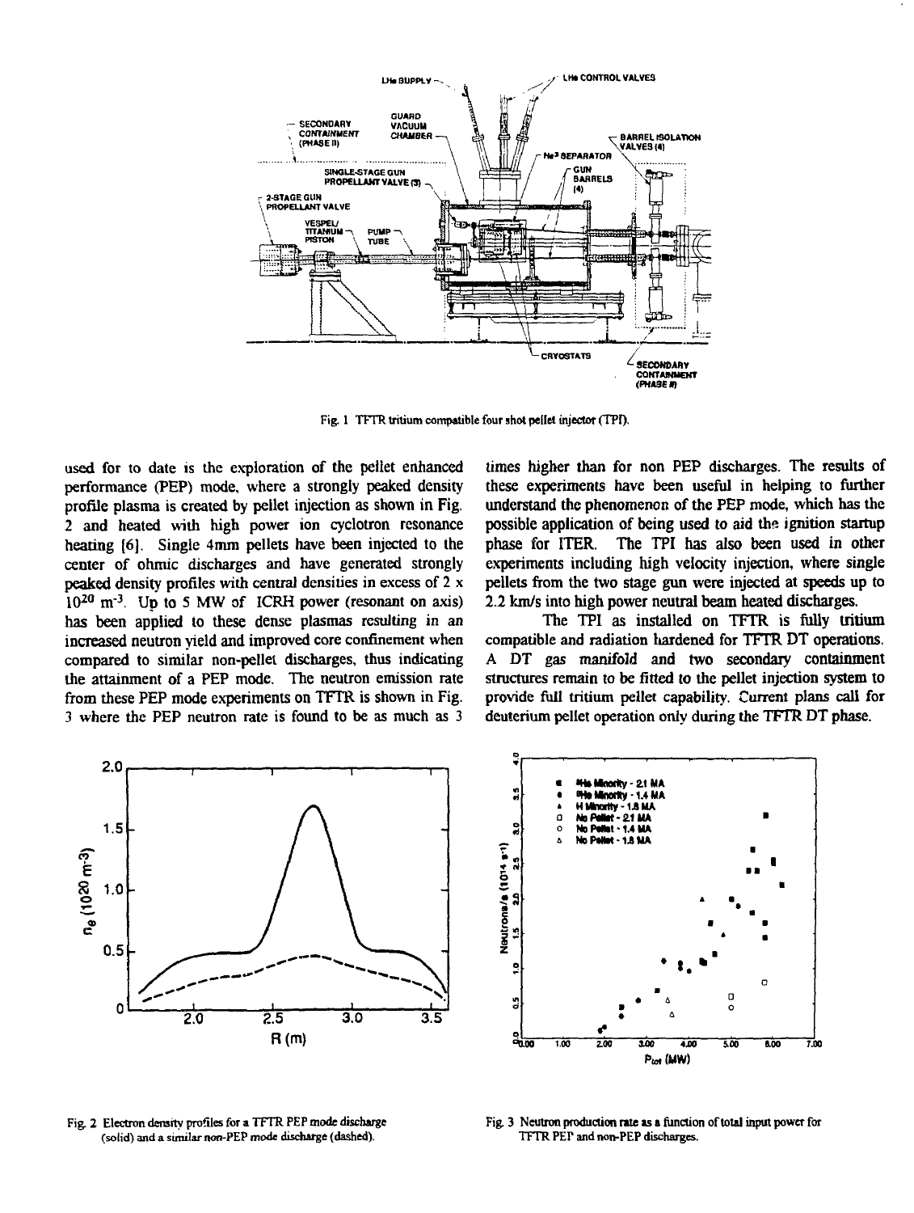Fig. 1 TFTR tritium compatible four shot pellet injector (TPI).

used for to date is the exploration of the pellet enhanced performance (PEP) mode, where a strongly peaked density profile plasma is created by pellet injection as shown in Fig. 2 and heated with high power ion cyclotron resonance heating [6]. Single 4mm pellets have been injected to the center of ohmic discharges and have generated strongly peaked density profiles with central densities in excess of $2 \times 10^{20}$ m$^{-3}$. Up to 5 MW of ICRH power (resonant on axis) has been applied to these dense plasmas resulting in an increased neutron yield and improved core confinement when compared to similar non-pellet discharges, thus indicating the attainment of a PEP mode. The neutron emission rate from these PEP mode experiments on TFTR is shown in Fig. 3 where the PEP neutron rate is found to be as much as 3 times higher than for non PEP discharges. The results of these experiments have been useful in helping to further understand the phenomenon of the PEP mode, which has the possible application of being used to aid the ignition startup phase for ITER. The TPI has also been used in other experiments including high velocity injection, where single pellets from the two stage gun were injected at speeds up to 2.2 km/s into high power neutral beam heated discharges.

The TPI as installed on TFTR is fully tritium compatible and radiation hardened for TFTR DT operations. A DT gas manifold and two secondary containment structures remain to be fitted to the pellet injection system to provide full tritium pellet capability. Current plans call for deuterium pellet operation only during the TFTR DT phase.

Fig. 2 Electron density profiles for a TFTR PEP mode discharge (solid) and a similar non-PEP mode discharge (dashed).

Fig. 3 Neutron production rate as a function of total input power for TFTR PEP and non-PEP discharges.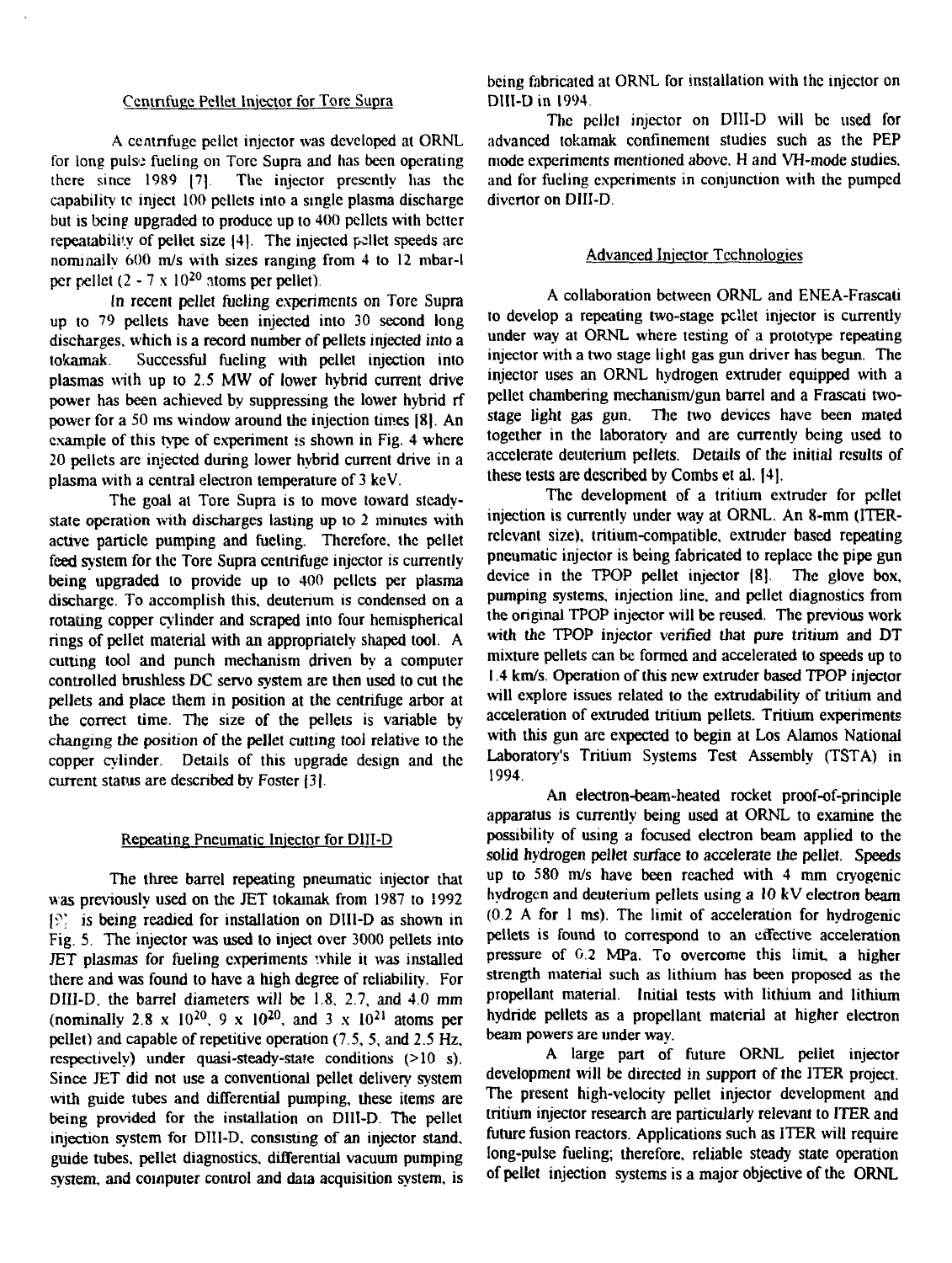## Centrifuge Pellet Injector for Tore Supra

A centrifuge pellet injector was developed at ORNL for long pulse fueling on Tore Supra and has been operating there since 1989 [7]. The injector presently has the capability to inject 100 pellets into a single plasma discharge but is being upgraded to produce up to 400 pellets with better repeatability of pellet size [4]. The injected pellet speeds are nominally 600 m/s with sizes ranging from 4 to 12 mbar-l per pellet ($2 - 7 \times 10^{20}$ atoms per pellet).

In recent pellet fueling experiments on Tore Supra up to 79 pellets have been injected into 30 second long discharges, which is a record number of pellets injected into a tokamak. Successful fueling with pellet injection into plasmas with up to 2.5 MW of lower hybrid current drive power has been achieved by suppressing the lower hybrid rf power for a 50 ms window around the injection times [8]. An example of this type of experiment is shown in Fig. 4 where 20 pellets are injected during lower hybrid current drive in a plasma with a central electron temperature of 3 keV.

The goal at Tore Supra is to move toward steady-state operation with discharges lasting up to 2 minutes with active particle pumping and fueling. Therefore, the pellet feed system for the Tore Supra centrifuge injector is currently being upgraded to provide up to 400 pellets per plasma discharge. To accomplish this, deuterium is condensed on a rotating copper cylinder and scraped into four hemispherical rings of pellet material with an appropriately shaped tool. A cutting tool and punch mechanism driven by a computer controlled brushless DC servo system are then used to cut the pellets and place them in position at the centrifuge arbor at the correct time. The size of the pellets is variable by changing the position of the pellet cutting tool relative to the copper cylinder. Details of this upgrade design and the current status are described by Foster [3].

## Repeating Pneumatic Injector for DIII-D

The three barrel repeating pneumatic injector that was previously used on the JET tokamak from 1987 to 1992 [9] is being readied for installation on DIII-D as shown in Fig. 5. The injector was used to inject over 3000 pellets into JET plasmas for fueling experiments while it was installed there and was found to have a high degree of reliability. For DIII-D, the barrel diameters will be 1.8, 2.7, and 4.0 mm (nominally $2.8 \times 10^{20}$, $9 \times 10^{20}$, and $3 \times 10^{21}$ atoms per pellet) and capable of repetitive operation (7.5, 5, and 2.5 Hz, respectively) under quasi-steady-state conditions (>10 s). Since JET did not use a conventional pellet delivery system with guide tubes and differential pumping, these items are being provided for the installation on DIII-D. The pellet injection system for DIII-D, consisting of an injector stand, guide tubes, pellet diagnostics, differential vacuum pumping system, and computer control and data acquisition system, is being fabricated at ORNL for installation with the injector on DIII-D in 1994.

The pellet injector on DIII-D will be used for advanced tokamak confinement studies such as the PEP mode experiments mentioned above, H and VH-mode studies, and for fueling experiments in conjunction with the pumped divertor on DIII-D.

## Advanced Injector Technologies

A collaboration between ORNL and ENEA-Frascati to develop a repeating two-stage pellet injector is currently under way at ORNL where testing of a prototype repeating injector with a two stage light gas gun driver has begun. The injector uses an ORNL hydrogen extruder equipped with a pellet chambering mechanism/gun barrel and a Frascati two-stage light gas gun. The two devices have been mated together in the laboratory and are currently being used to accelerate deuterium pellets. Details of the initial results of these tests are described by Combs et al. [4].

The development of a tritium extruder for pellet injection is currently under way at ORNL. An 8-mm (ITER-relevant size), tritium-compatible, extruder based repeating pneumatic injector is being fabricated to replace the pipe gun device in the TPOP pellet injector [8]. The glove box, pumping systems, injection line, and pellet diagnostics from the original TPOP injector will be reused. The previous work with the TPOP injector verified that pure tritium and DT mixture pellets can be formed and accelerated to speeds up to 1.4 km/s. Operation of this new extruder based TPOP injector will explore issues related to the extrudability of tritium and acceleration of extruded tritium pellets. Tritium experiments with this gun are expected to begin at Los Alamos National Laboratory's Tritium Systems Test Assembly (TSTA) in 1994.

An electron-beam-heated rocket proof-of-principle apparatus is currently being used at ORNL to examine the possibility of using a focused electron beam applied to the solid hydrogen pellet surface to accelerate the pellet. Speeds up to 580 m/s have been reached with 4 mm cryogenic hydrogen and deuterium pellets using a 10 kV electron beam (0.2 A for 1 ms). The limit of acceleration for hydrogenic pellets is found to correspond to an effective acceleration pressure of 0.2 MPa. To overcome this limit, a higher strength material such as lithium has been proposed as the propellant material. Initial tests with lithium and lithium hydride pellets as a propellant material at higher electron beam powers are under way.

A large part of future ORNL pellet injector development will be directed in support of the ITER project. The present high-velocity pellet injector development and tritium injector research are particularly relevant to ITER and future fusion reactors. Applications such as ITER will require long-pulse fueling; therefore, reliable steady state operation of pellet injection systems is a major objective of the ORNL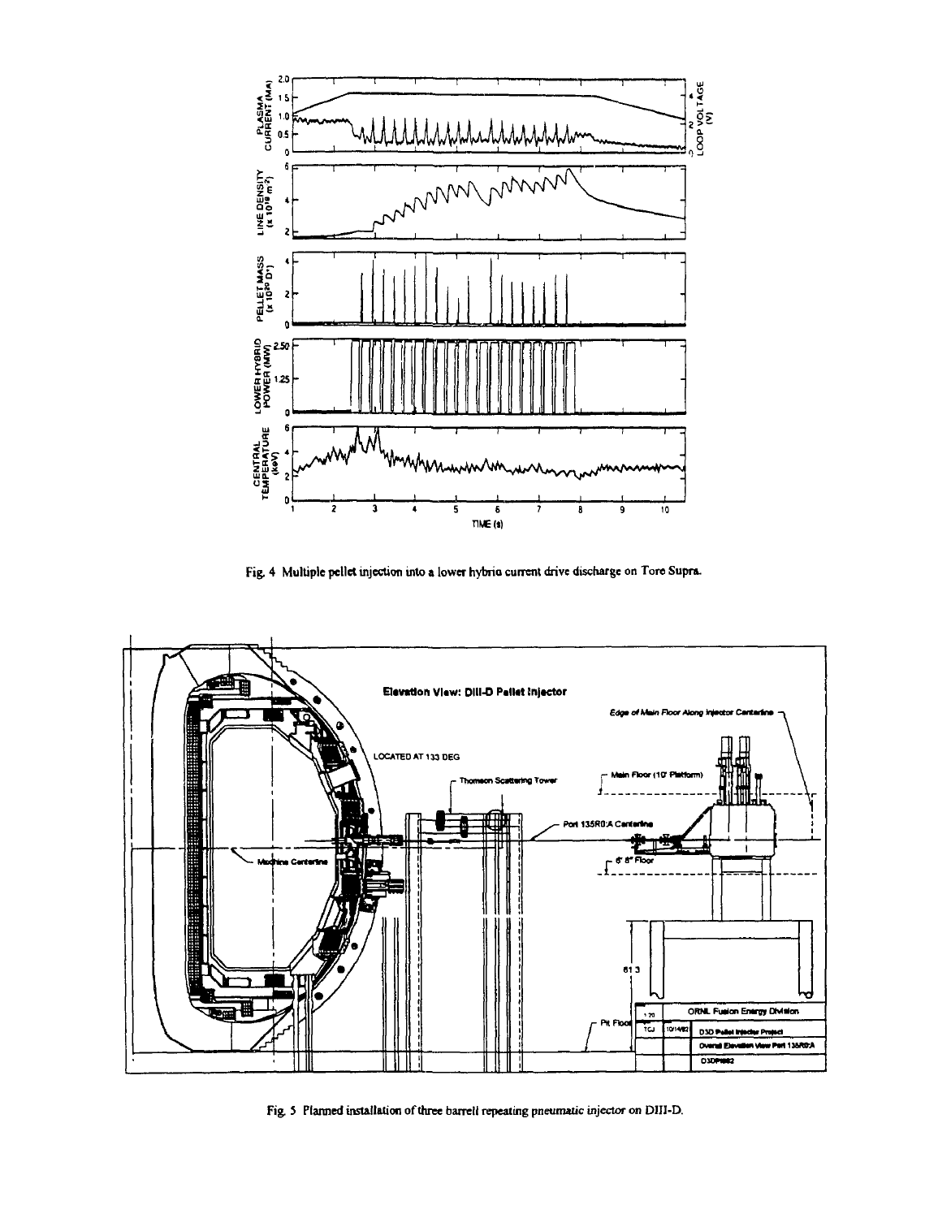PLASMA CURRENT (MA)

2.0
1.5
1.0
0.5
0

LOOP VOLTAGE (V)

4
2
0

LINE DENSITY ($\times 10^{19}$ m$^{-2}$)

6
4
2

PELLET MASS ($\times 10^{20}$ D$^{+}$)

4
2
0

LOWER HYBRID POWER (MW)

2.50
1.25
0

CENTRAL TEMPERATURE (keV)

6
4
2
0

1 2 3 4 5 6 7 8 9 10

TIME (s)

Fig. 4 Multiple pellet injection into a lower hybrid current drive discharge on Tore Supra.

Elevation View: DIII-D Pellet Injector

LOCATED AT 133 DEG

Thomson Scattering Tower

Edge of Main Floor Along Injector Centerline

Main Floor (10' Platform)

Port 135R0:A Centerline

Machine Centerline

6' 6" Floor

61 3

Pit Floor

ORNL Fusion Energy Division

D3D Pellet Injector Project

Overall Elevation View Port 135R0:A

TCJ 10/14/92

D3DPI002

Fig. 5 Planned installation of three barrell repeating pneumatic injector on DIII-D.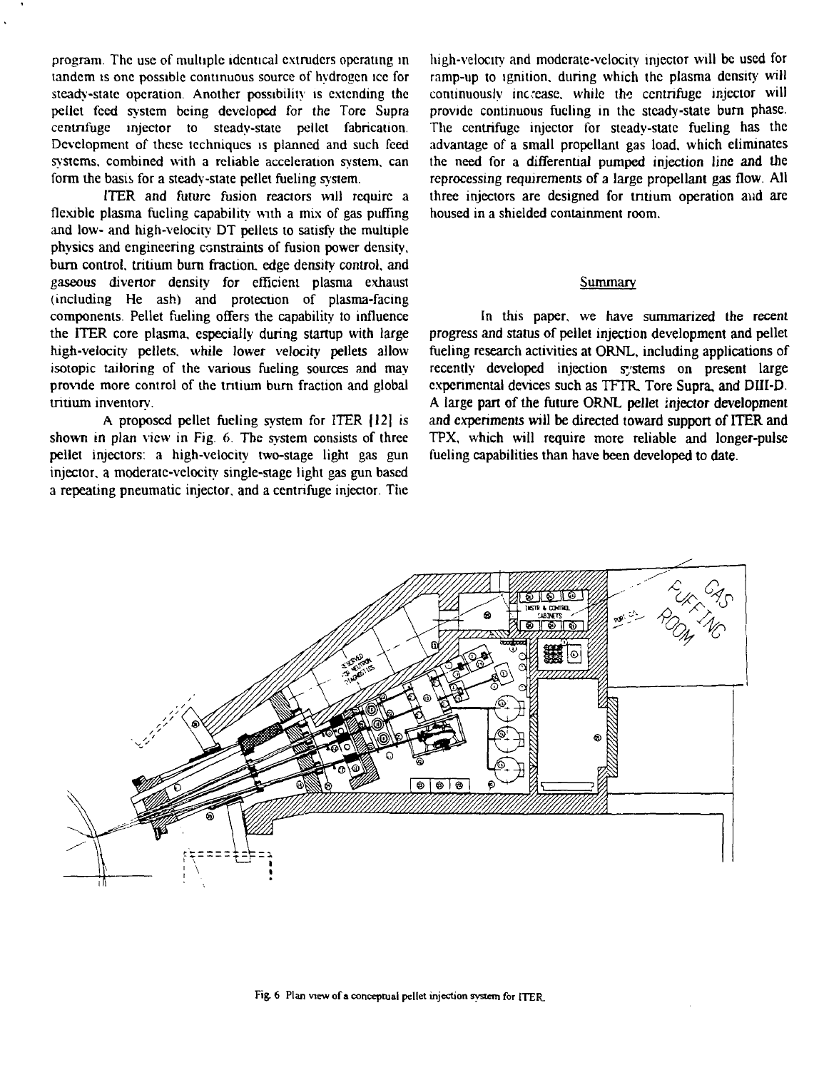program. The use of multiple identical extruders operating in tandem is one possible continuous source of hydrogen ice for steady-state operation. Another possibility is extending the pellet feed system being developed for the Tore Supra centrifuge injector to steady-state pellet fabrication. Development of these techniques is planned and such feed systems, combined with a reliable acceleration system, can form the basis for a steady-state pellet fueling system.

ITER and future fusion reactors will require a flexible plasma fueling capability with a mix of gas puffing and low- and high-velocity DT pellets to satisfy the multiple physics and engineering constraints of fusion power density, burn control, tritium burn fraction, edge density control, and gaseous divertor density for efficient plasma exhaust (including He ash) and protection of plasma-facing components. Pellet fueling offers the capability to influence the ITER core plasma, especially during startup with large high-velocity pellets, while lower velocity pellets allow isotopic tailoring of the various fueling sources and may provide more control of the tritium burn fraction and global tritium inventory.

A proposed pellet fueling system for ITER [12] is shown in plan view in Fig. 6. The system consists of three pellet injectors: a high-velocity two-stage light gas gun injector, a moderate-velocity single-stage light gas gun based a repeating pneumatic injector, and a centrifuge injector. The high-velocity and moderate-velocity injector will be used for ramp-up to ignition, during which the plasma density will continuously increase, while the centrifuge injector will provide continuous fueling in the steady-state burn phase. The centrifuge injector for steady-state fueling has the advantage of a small propellant gas load, which eliminates the need for a differential pumped injection line and the reprocessing requirements of a large propellant gas flow. All three injectors are designed for tritium operation and are housed in a shielded containment room.

## Summary

In this paper, we have summarized the recent progress and status of pellet injection development and pellet fueling research activities at ORNL, including applications of recently developed injection systems on present large experimental devices such as TFTR, Tore Supra, and DIII-D. A large part of the future ORNL pellet injector development and experiments will be directed toward support of ITER and TPX, which will require more reliable and longer-pulse fueling capabilities than have been developed to date.

GAS PUFFING ROOM

INSTR & CONTROL CABINETS

Fig. 6 Plan view of a conceptual pellet injection system for ITER.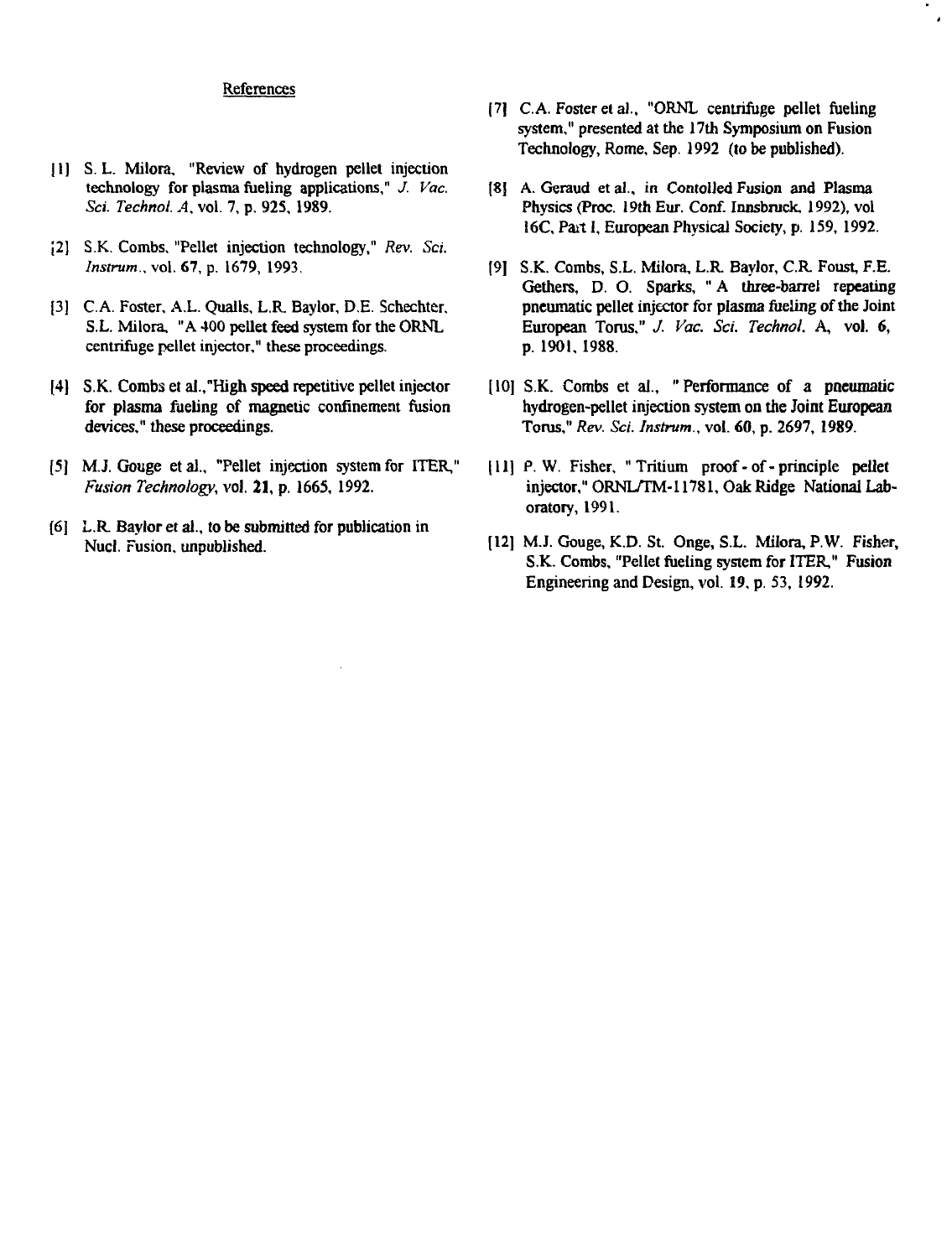## References

[1] S. L. Milora, "Review of hydrogen pellet injection technology for plasma fueling applications," *J. Vac. Sci. Technol. A*, vol. 7, p. 925, 1989.

[2] S.K. Combs, "Pellet injection technology," *Rev. Sci. Instrum.*, vol. **67**, p. 1679, 1993.

[3] C.A. Foster, A.L. Qualls, L.R. Baylor, D.E. Schechter, S.L. Milora, "A 400 pellet feed system for the ORNL centrifuge pellet injector," these proceedings.

[4] S.K. Combs et al.,"High speed repetitive pellet injector for plasma fueling of magnetic confinement fusion devices," these proceedings.

[5] M.J. Gouge et al., "Pellet injection system for ITER," *Fusion Technology*, vol. **21**, p. 1665, 1992.

[6] L.R. Baylor et al., to be submitted for publication in Nucl. Fusion, unpublished.

[7] C.A. Foster et al., "ORNL centrifuge pellet fueling system," presented at the 17th Symposium on Fusion Technology, Rome, Sep. 1992 (to be published).

[8] A. Geraud et al., in Contolled Fusion and Plasma Physics (Proc. 19th Eur. Conf. Innsbruck, 1992), vol 16C, Part I, European Physical Society, p. 159, 1992.

[9] S.K. Combs, S.L. Milora, L.R. Baylor, C.R. Foust, F.E. Gethers, D. O. Sparks, " A three-barrel repeating pneumatic pellet injector for plasma fueling of the Joint European Torus," *J. Vac. Sci. Technol.* A, vol. **6**, p. 1901, 1988.

[10] S.K. Combs et al., " Performance of a pneumatic hydrogen-pellet injection system on the Joint European Torus," *Rev. Sci. Instrum.*, vol. **60**, p. 2697, 1989.

[11] P. W. Fisher, " Tritium proof - of - principle pellet injector," ORNL/TM-11781, Oak Ridge National Laboratory, 1991.

[12] M.J. Gouge, K.D. St. Onge, S.L. Milora, P.W. Fisher, S.K. Combs, "Pellet fueling system for ITER," Fusion Engineering and Design, vol. **19**, p. 53, 1992.